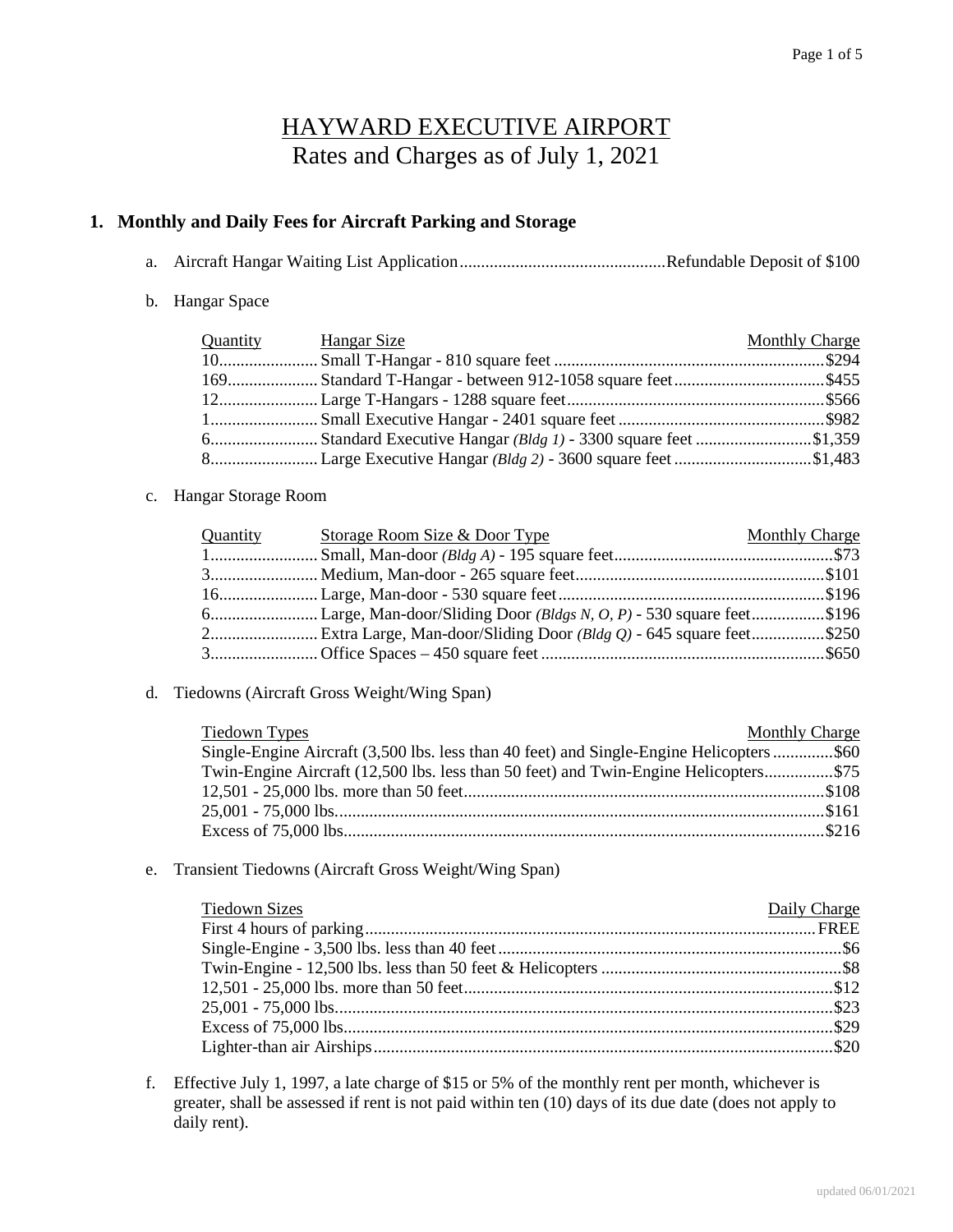# HAYWARD EXECUTIVE AIRPORT

## Rates and Charges as of July 1, 2021

### 1. Monthly and Daily Fees for Aircraft Parking and Storage

a. Aircraft Hangar Waiting List Application ................................ Refundable Deposit of $100

b. Hangar Space

| Quantity | Hangar Size | Monthly Charge |
|---|---|---|
| 10 | Small T-Hangar - 810 square feet | $294 |
| 169 | Standard T-Hangar - between 912-1058 square feet | $455 |
| 12 | Large T-Hangars - 1288 square feet | $566 |
| 1 | Small Executive Hangar - 2401 square feet | $982 |
| 6 | Standard Executive Hangar *(Bldg 1)* - 3300 square feet | $1,359 |
| 8 | Large Executive Hangar *(Bldg 2)* - 3600 square feet | $1,483 |

c. Hangar Storage Room

| Quantity | Storage Room Size & Door Type | Monthly Charge |
|---|---|---|
| 1 | Small, Man-door *(Bldg A)* - 195 square feet | $73 |
| 3 | Medium, Man-door - 265 square feet | $101 |
| 16 | Large, Man-door - 530 square feet | $196 |
| 6 | Large, Man-door/Sliding Door *(Bldgs N, O, P)* - 530 square feet | $196 |
| 2 | Extra Large, Man-door/Sliding Door *(Bldg Q)* - 645 square feet | $250 |
| 3 | Office Spaces – 450 square feet | $650 |

d. Tiedowns (Aircraft Gross Weight/Wing Span)

| Tiedown Types | Monthly Charge |
|---|---|
| Single-Engine Aircraft (3,500 lbs. less than 40 feet) and Single-Engine Helicopters | $60 |
| Twin-Engine Aircraft (12,500 lbs. less than 50 feet) and Twin-Engine Helicopters | $75 |
| 12,501 - 25,000 lbs. more than 50 feet | $108 |
| 25,001 - 75,000 lbs. | $161 |
| Excess of 75,000 lbs. | $216 |

e. Transient Tiedowns (Aircraft Gross Weight/Wing Span)

| Tiedown Sizes | Daily Charge |
|---|---|
| First 4 hours of parking | FREE |
| Single-Engine - 3,500 lbs. less than 40 feet | $6 |
| Twin-Engine - 12,500 lbs. less than 50 feet & Helicopters | $8 |
| 12,501 - 25,000 lbs. more than 50 feet | $12 |
| 25,001 - 75,000 lbs. | $23 |
| Excess of 75,000 lbs. | $29 |
| Lighter-than air Airships | $20 |

f. Effective July 1, 1997, a late charge of $15 or 5% of the monthly rent per month, whichever is greater, shall be assessed if rent is not paid within ten (10) days of its due date (does not apply to daily rent).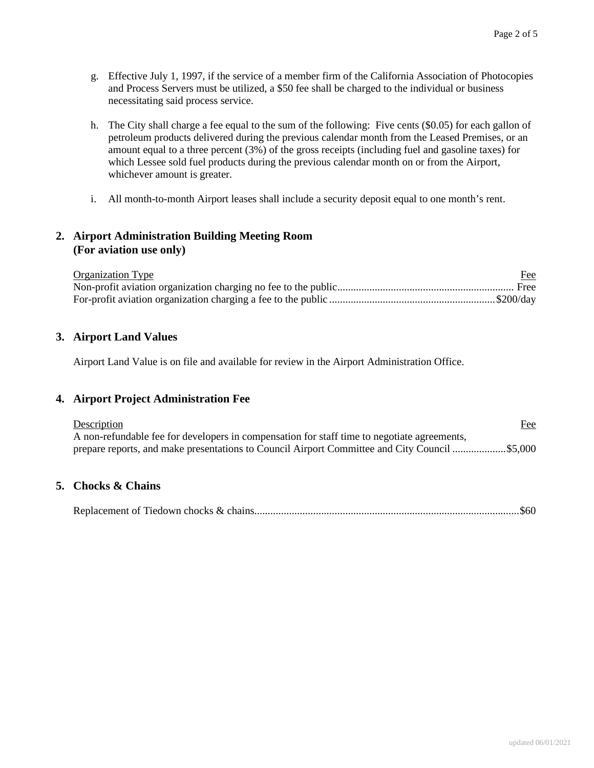g. Effective July 1, 1997, if the service of a member firm of the California Association of Photocopies and Process Servers must be utilized, a $50 fee shall be charged to the individual or business necessitating said process service.

h. The City shall charge a fee equal to the sum of the following: Five cents ($0.05) for each gallon of petroleum products delivered during the previous calendar month from the Leased Premises, or an amount equal to a three percent (3%) of the gross receipts (including fuel and gasoline taxes) for which Lessee sold fuel products during the previous calendar month on or from the Airport, whichever amount is greater.

i. All month-to-month Airport leases shall include a security deposit equal to one month's rent.

## 2. Airport Administration Building Meeting Room (For aviation use only)

| Organization Type | Fee |
| --- | --- |
| Non-profit aviation organization charging no fee to the public | Free |
| For-profit aviation organization charging a fee to the public | $200/day |

## 3. Airport Land Values

Airport Land Value is on file and available for review in the Airport Administration Office.

## 4. Airport Project Administration Fee

| Description | Fee |
| --- | --- |
| A non-refundable fee for developers in compensation for staff time to negotiate agreements, prepare reports, and make presentations to Council Airport Committee and City Council | $5,000 |

## 5. Chocks & Chains

| | |
| --- | --- |
| Replacement of Tiedown chocks & chains | $60 |

updated 06/01/2021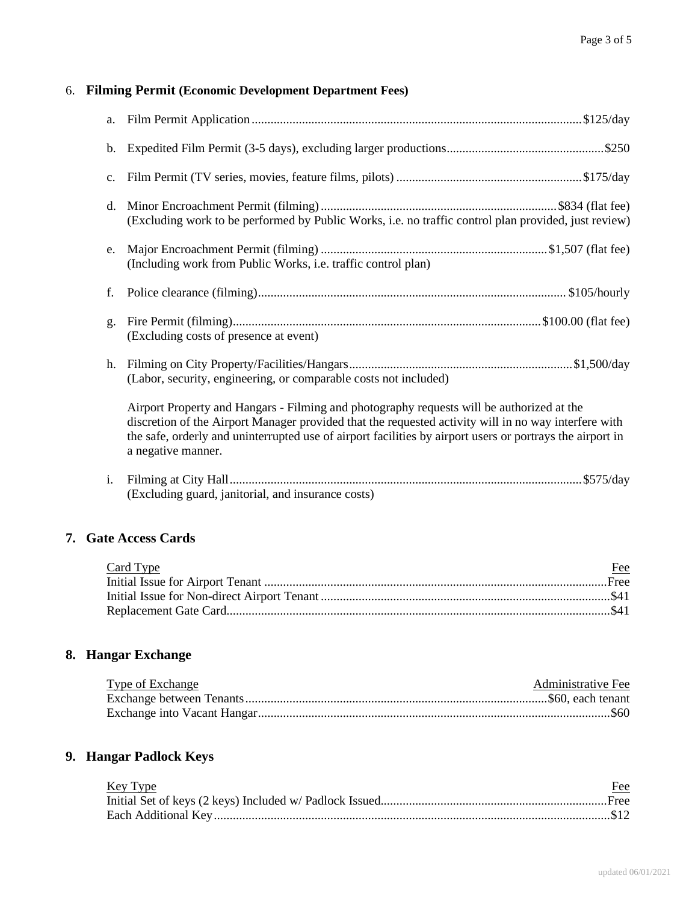## 6. Filming Permit (Economic Development Department Fees)

a. Film Permit Application........................................................................................................$125/day

b. Expedited Film Permit (3-5 days), excluding larger productions.................................................$250

c. Film Permit (TV series, movies, feature films, pilots) ..........................................................$175/day

d. Minor Encroachment Permit (filming)..........................................................................$834 (flat fee)
(Excluding work to be performed by Public Works, i.e. no traffic control plan provided, just review)

e. Major Encroachment Permit (filming) .......................................................................$1,507 (flat fee)
(Including work from Public Works, i.e. traffic control plan)

f. Police clearance (filming)................................................................................................ $105/hourly

g. Fire Permit (filming)................................................................................................$100.00 (flat fee)
(Excluding costs of presence at event)

h. Filming on City Property/Facilities/Hangars......................................................................$1,500/day
(Labor, security, engineering, or comparable costs not included)

Airport Property and Hangars - Filming and photography requests will be authorized at the discretion of the Airport Manager provided that the requested activity will in no way interfere with the safe, orderly and uninterrupted use of airport facilities by airport users or portrays the airport in a negative manner.

i. Filming at City Hall..............................................................................................................$575/day
(Excluding guard, janitorial, and insurance costs)

## 7. Gate Access Cards

| Card Type | Fee |
|---|---|
| Initial Issue for Airport Tenant | Free |
| Initial Issue for Non-direct Airport Tenant | $41 |
| Replacement Gate Card | $41 |

## 8. Hangar Exchange

| Type of Exchange | Administrative Fee |
|---|---|
| Exchange between Tenants | $60, each tenant |
| Exchange into Vacant Hangar | $60 |

## 9. Hangar Padlock Keys

| Key Type | Fee |
|---|---|
| Initial Set of keys (2 keys) Included w/ Padlock Issued | Free |
| Each Additional Key | $12 |

updated 06/01/2021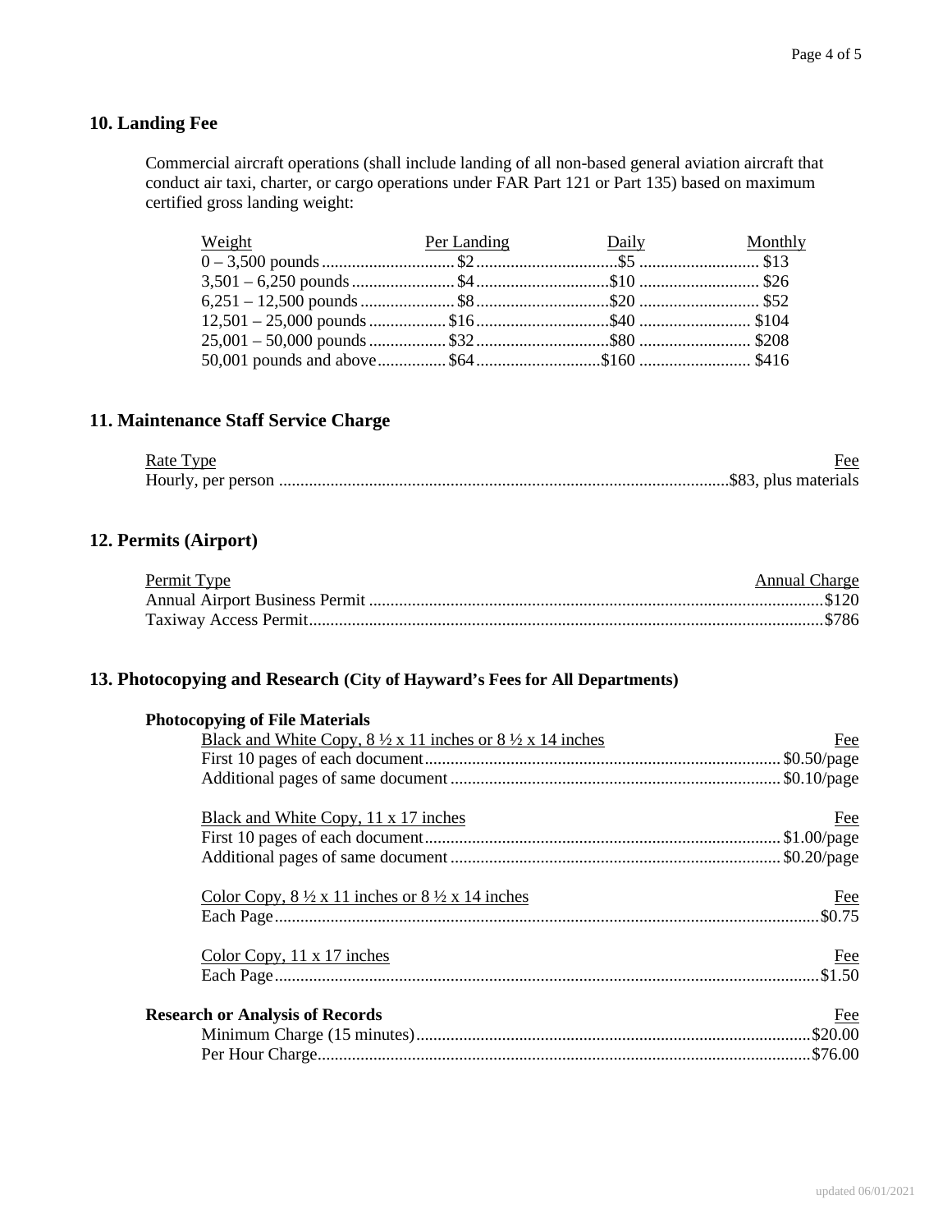## 10. Landing Fee

Commercial aircraft operations (shall include landing of all non-based general aviation aircraft that conduct air taxi, charter, or cargo operations under FAR Part 121 or Part 135) based on maximum certified gross landing weight:

| Weight | Per Landing | Daily | Monthly |
|---|---|---|---|
| 0 – 3,500 pounds | $2 | $5 | $13 |
| 3,501 – 6,250 pounds | $4 | $10 | $26 |
| 6,251 – 12,500 pounds | $8 | $20 | $52 |
| 12,501 – 25,000 pounds | $16 | $40 | $104 |
| 25,001 – 50,000 pounds | $32 | $80 | $208 |
| 50,001 pounds and above | $64 | $160 | $416 |

## 11. Maintenance Staff Service Charge

| Rate Type | Fee |
|---|---|
| Hourly, per person | $83, plus materials |

## 12. Permits (Airport)

| Permit Type | Annual Charge |
|---|---|
| Annual Airport Business Permit | $120 |
| Taxiway Access Permit | $786 |

## 13. Photocopying and Research (City of Hayward's Fees for All Departments)

**Photocopying of File Materials**

| Black and White Copy, 8 ½ x 11 inches or 8 ½ x 14 inches | Fee |
|---|---|
| First 10 pages of each document | $0.50/page |
| Additional pages of same document | $0.10/page |

| Black and White Copy, 11 x 17 inches | Fee |
|---|---|
| First 10 pages of each document | $1.00/page |
| Additional pages of same document | $0.20/page |

| Color Copy, 8 ½ x 11 inches or 8 ½ x 14 inches | Fee |
|---|---|
| Each Page | $0.75 |

| Color Copy, 11 x 17 inches | Fee |
|---|---|
| Each Page | $1.50 |

| **Research or Analysis of Records** | Fee |
|---|---|
| Minimum Charge (15 minutes) | $20.00 |
| Per Hour Charge | $76.00 |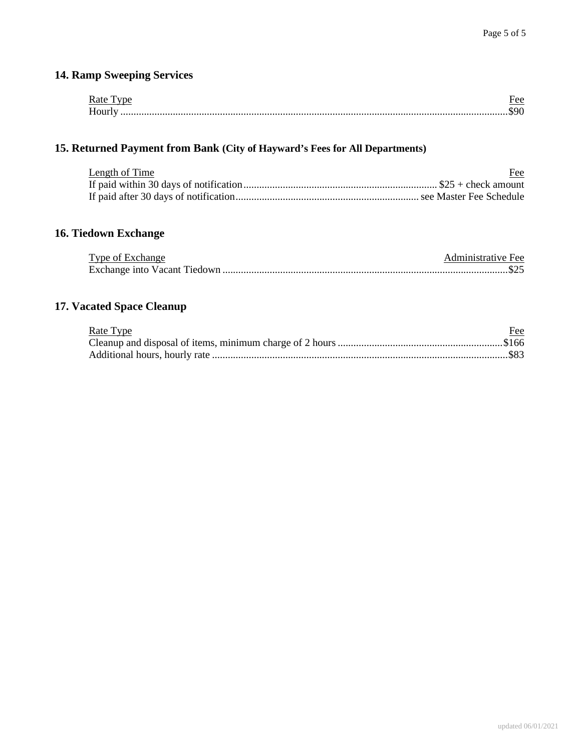## 14. Ramp Sweeping Services

| Rate Type | Fee |
|---|---|
| Hourly | $90 |

## 15. Returned Payment from Bank (City of Hayward's Fees for All Departments)

| Length of Time | Fee |
|---|---|
| If paid within 30 days of notification | $25 + check amount |
| If paid after 30 days of notification | see Master Fee Schedule |

## 16. Tiedown Exchange

| Type of Exchange | Administrative Fee |
|---|---|
| Exchange into Vacant Tiedown | $25 |

## 17. Vacated Space Cleanup

| Rate Type | Fee |
|---|---|
| Cleanup and disposal of items, minimum charge of 2 hours | $166 |
| Additional hours, hourly rate | $83 |

updated 06/01/2021